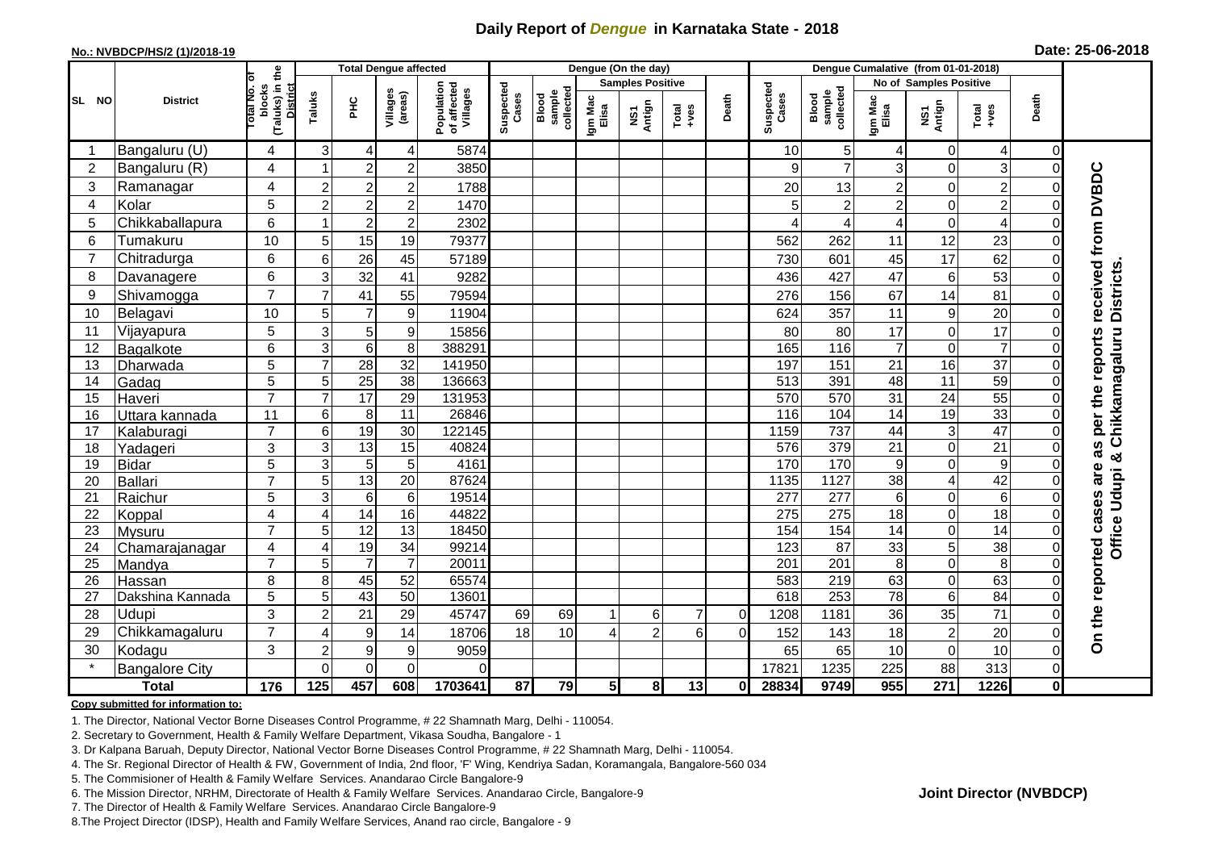# Daily Report of *Dengue* in Karnataka State - 2018

**No.: NVBDCP/HS/2 (1)/2018-19**

**Date: 25-06-2018**

| SL NO | District | Total No. of blocks (Taluks) in the District | Total Dengue affected | | | | Dengue (On the day) | | | | | | | Dengue Cumalative (from 01-01-2018) | | | | | | | |
|---|---|---|---|---|---|---|---|---|---|---|---|---|---|---|---|---|---|---|---|---|
| | | | Taluks | PHC | Villages (areas) | Population of affected Villages | Suspected Cases | Blood sample collected | Samples Positive | | | Death | Suspected Cases | Blood sample collected | No of Samples Positive | | | Death | |
| | | | | | | | | | Igm Mac Elisa | NS1 Antign | Total +ves | | | | Igm Mac Elisa | NS1 Antign | Total +ves | | |
| 1 | Bangaluru (U) | 4 | 3 | 4 | 4 | 5874 | | | | | | | 10 | 5 | 4 | 0 | 4 | 0 | On the reported cases are as per the reports received from DVBDC Office Udupi & Chikkamagaluru Districts. |
| 2 | Bangaluru (R) | 4 | 1 | 2 | 2 | 3850 | | | | | | | 9 | 7 | 3 | 0 | 3 | 0 | |
| 3 | Ramanagar | 4 | 2 | 2 | 2 | 1788 | | | | | | | 20 | 13 | 2 | 0 | 2 | 0 | |
| 4 | Kolar | 5 | 2 | 2 | 2 | 1470 | | | | | | | 5 | 2 | 2 | 0 | 2 | 0 | |
| 5 | Chikkaballapura | 6 | 1 | 2 | 2 | 2302 | | | | | | | 4 | 4 | 4 | 0 | 4 | 0 | |
| 6 | Tumakuru | 10 | 5 | 15 | 19 | 79377 | | | | | | | 562 | 262 | 11 | 12 | 23 | 0 | |
| 7 | Chitradurga | 6 | 6 | 26 | 45 | 57189 | | | | | | | 730 | 601 | 45 | 17 | 62 | 0 | |
| 8 | Davanagere | 6 | 3 | 32 | 41 | 9282 | | | | | | | 436 | 427 | 47 | 6 | 53 | 0 | |
| 9 | Shivamogga | 7 | 7 | 41 | 55 | 79594 | | | | | | | 276 | 156 | 67 | 14 | 81 | 0 | |
| 10 | Belagavi | 10 | 5 | 7 | 9 | 11904 | | | | | | | 624 | 357 | 11 | 9 | 20 | 0 | |
| 11 | Vijayapura | 5 | 3 | 5 | 9 | 15856 | | | | | | | 80 | 80 | 17 | 0 | 17 | 0 | |
| 12 | Bagalkote | 6 | 3 | 6 | 8 | 388291 | | | | | | | 165 | 116 | 7 | 0 | 7 | 0 | |
| 13 | Dharwada | 5 | 7 | 28 | 32 | 141950 | | | | | | | 197 | 151 | 21 | 16 | 37 | 0 | |
| 14 | Gadag | 5 | 5 | 25 | 38 | 136663 | | | | | | | 513 | 391 | 48 | 11 | 59 | 0 | |
| 15 | Haveri | 7 | 7 | 17 | 29 | 131953 | | | | | | | 570 | 570 | 31 | 24 | 55 | 0 | |
| 16 | Uttara kannada | 11 | 6 | 8 | 11 | 26846 | | | | | | | 116 | 104 | 14 | 19 | 33 | 0 | |
| 17 | Kalaburagi | 7 | 6 | 19 | 30 | 122145 | | | | | | | 1159 | 737 | 44 | 3 | 47 | 0 | |
| 18 | Yadageri | 3 | 3 | 13 | 15 | 40824 | | | | | | | 576 | 379 | 21 | 0 | 21 | 0 | |
| 19 | Bidar | 5 | 3 | 5 | 5 | 4161 | | | | | | | 170 | 170 | 9 | 0 | 9 | 0 | |
| 20 | Ballari | 7 | 5 | 13 | 20 | 87624 | | | | | | | 1135 | 1127 | 38 | 4 | 42 | 0 | |
| 21 | Raichur | 5 | 3 | 6 | 6 | 19514 | | | | | | | 277 | 277 | 6 | 0 | 6 | 0 | |
| 22 | Koppal | 4 | 4 | 14 | 16 | 44822 | | | | | | | 275 | 275 | 18 | 0 | 18 | 0 | |
| 23 | Mysuru | 7 | 5 | 12 | 13 | 18450 | | | | | | | 154 | 154 | 14 | 0 | 14 | 0 | |
| 24 | Chamarajanagar | 4 | 4 | 19 | 34 | 99214 | | | | | | | 123 | 87 | 33 | 5 | 38 | 0 | |
| 25 | Mandya | 7 | 5 | 7 | 7 | 20011 | | | | | | | 201 | 201 | 8 | 0 | 8 | 0 | |
| 26 | Hassan | 8 | 8 | 45 | 52 | 65574 | | | | | | | 583 | 219 | 63 | 0 | 63 | 0 | |
| 27 | Dakshina Kannada | 5 | 5 | 43 | 50 | 13601 | | | | | | | 618 | 253 | 78 | 6 | 84 | 0 | |
| 28 | Udupi | 3 | 2 | 21 | 29 | 45747 | 69 | 69 | 1 | 6 | 7 | 0 | 1208 | 1181 | 36 | 35 | 71 | 0 | |
| 29 | Chikkamagaluru | 7 | 4 | 9 | 14 | 18706 | 18 | 10 | 4 | 2 | 6 | 0 | 152 | 143 | 18 | 2 | 20 | 0 | |
| 30 | Kodagu | 3 | 2 | 9 | 9 | 9059 | | | | | | | 65 | 65 | 10 | 0 | 10 | 0 | |
| * | Bangalore City | | 0 | 0 | 0 | 0 | | | | | | | 17821 | 1235 | 225 | 88 | 313 | 0 | |
| | **Total** | **176** | **125** | **457** | **608** | **1703641** | **87** | **79** | **5** | **8** | **13** | **0** | **28834** | **9749** | **955** | **271** | **1226** | **0** | |

**Copy submitted for information to:**

1. The Director, National Vector Borne Diseases Control Programme, # 22 Shamnath Marg, Delhi - 110054.
2. Secretary to Government, Health & Family Welfare Department, Vikasa Soudha, Bangalore - 1
3. Dr Kalpana Baruah, Deputy Director, National Vector Borne Diseases Control Programme, # 22 Shamnath Marg, Delhi - 110054.
4. The Sr. Regional Director of Health & FW, Government of India, 2nd floor, 'F' Wing, Kendriya Sadan, Koramangala, Bangalore-560 034
5. The Commisioner of Health & Family Welfare Services. Anandarao Circle Bangalore-9
6. The Mission Director, NRHM, Directorate of Health & Family Welfare Services. Anandarao Circle, Bangalore-9
7. The Director of Health & Family Welfare Services. Anandarao Circle Bangalore-9
8. The Project Director (IDSP), Health and Family Welfare Services, Anand rao circle, Bangalore - 9

**Joint Director (NVBDCP)**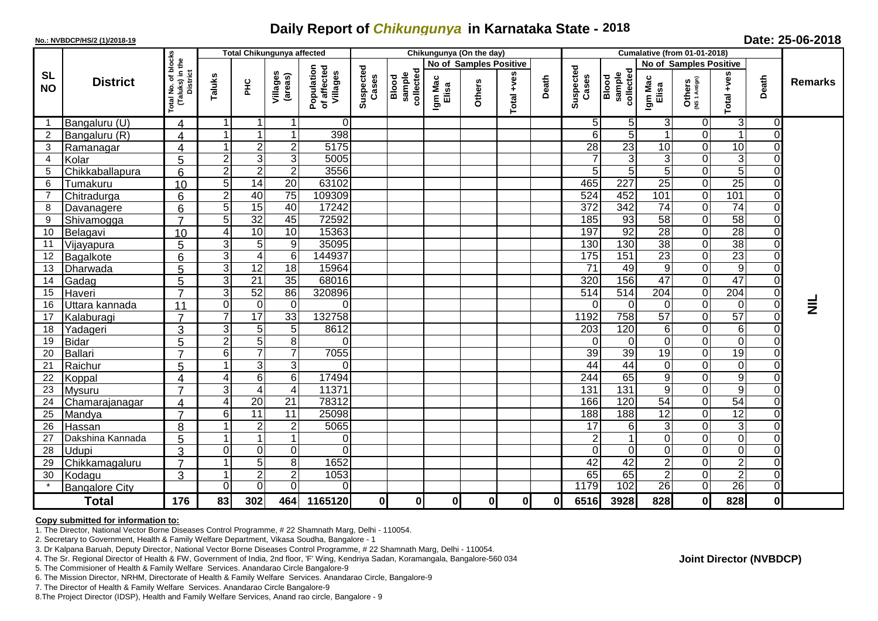# Daily Report of *Chikungunya* in Karnataka State - 2018

**No.: NVBDCP/HS/2 (1)/2018-19**

**Date: 25-06-2018**

| SL NO | District | Total No. of blocks (Taluks) in the District | Total Chikungunya affected | | | | Chikungunya (On the day) | | | | | | | Cumalative (from 01-01-2018) | | | | | | Remarks |
|---|---|---|---|---|---|---|---|---|---|---|---|---|---|---|---|---|---|---|---|---|
| | | | Taluks | PHC | Villages (areas) | Population of affected Villages | Suspected Cases | Blood sample collected | No of Samples Positive | | | Death | Suspected Cases | Blood sample collected | No of Samples Positive | | | Death | |
| | | | | | | | | | Igm Mac Elisa | Others | Total +ves | | | | Igm Mac Elisa | Others (NS 1 Antign) | Total +ves | | |
| 1 | Bangaluru (U) | 4 | 1 | 1 | 1 | 0 | | | | | | | 5 | 5 | 3 | 0 | 3 | 0 | NIL |
| 2 | Bangaluru (R) | 4 | 1 | 1 | 1 | 398 | | | | | | | 6 | 5 | 1 | 0 | 1 | 0 | |
| 3 | Ramanagar | 4 | 1 | 2 | 2 | 5175 | | | | | | | 28 | 23 | 10 | 0 | 10 | 0 | |
| 4 | Kolar | 5 | 2 | 3 | 3 | 5005 | | | | | | | 7 | 3 | 3 | 0 | 3 | 0 | |
| 5 | Chikkaballapura | 6 | 2 | 2 | 2 | 3556 | | | | | | | 5 | 5 | 5 | 0 | 5 | 0 | |
| 6 | Tumakuru | 10 | 5 | 14 | 20 | 63102 | | | | | | | 465 | 227 | 25 | 0 | 25 | 0 | |
| 7 | Chitradurga | 6 | 2 | 40 | 75 | 109309 | | | | | | | 524 | 452 | 101 | 0 | 101 | 0 | |
| 8 | Davanagere | 6 | 5 | 15 | 40 | 17242 | | | | | | | 372 | 342 | 74 | 0 | 74 | 0 | |
| 9 | Shivamogga | 7 | 5 | 32 | 45 | 72592 | | | | | | | 185 | 93 | 58 | 0 | 58 | 0 | |
| 10 | Belagavi | 10 | 4 | 10 | 10 | 15363 | | | | | | | 197 | 92 | 28 | 0 | 28 | 0 | |
| 11 | Vijayapura | 5 | 3 | 5 | 9 | 35095 | | | | | | | 130 | 130 | 38 | 0 | 38 | 0 | |
| 12 | Bagalkote | 6 | 3 | 4 | 6 | 144937 | | | | | | | 175 | 151 | 23 | 0 | 23 | 0 | |
| 13 | Dharwada | 5 | 3 | 12 | 18 | 15964 | | | | | | | 71 | 49 | 9 | 0 | 9 | 0 | |
| 14 | Gadag | 5 | 3 | 21 | 35 | 68016 | | | | | | | 320 | 156 | 47 | 0 | 47 | 0 | |
| 15 | Haveri | 7 | 3 | 52 | 86 | 320896 | | | | | | | 514 | 514 | 204 | 0 | 204 | 0 | |
| 16 | Uttara kannada | 11 | 0 | 0 | 0 | 0 | | | | | | | 0 | 0 | 0 | 0 | 0 | 0 | |
| 17 | Kalaburagi | 7 | 7 | 17 | 33 | 132758 | | | | | | | 1192 | 758 | 57 | 0 | 57 | 0 | |
| 18 | Yadageri | 3 | 3 | 5 | 5 | 8612 | | | | | | | 203 | 120 | 6 | 0 | 6 | 0 | |
| 19 | Bidar | 5 | 2 | 5 | 8 | 0 | | | | | | | 0 | 0 | 0 | 0 | 0 | 0 | |
| 20 | Ballari | 7 | 6 | 7 | 7 | 7055 | | | | | | | 39 | 39 | 19 | 0 | 19 | 0 | |
| 21 | Raichur | 5 | 1 | 3 | 3 | 0 | | | | | | | 44 | 44 | 0 | 0 | 0 | 0 | |
| 22 | Koppal | 4 | 4 | 6 | 6 | 17494 | | | | | | | 244 | 65 | 9 | 0 | 9 | 0 | |
| 23 | Mysuru | 7 | 3 | 4 | 4 | 11371 | | | | | | | 131 | 131 | 9 | 0 | 9 | 0 | |
| 24 | Chamarajanagar | 4 | 4 | 20 | 21 | 78312 | | | | | | | 166 | 120 | 54 | 0 | 54 | 0 | |
| 25 | Mandya | 7 | 6 | 11 | 11 | 25098 | | | | | | | 188 | 188 | 12 | 0 | 12 | 0 | |
| 26 | Hassan | 8 | 1 | 2 | 2 | 5065 | | | | | | | 17 | 6 | 3 | 0 | 3 | 0 | |
| 27 | Dakshina Kannada | 5 | 1 | 1 | 1 | 0 | | | | | | | 2 | 1 | 0 | 0 | 0 | 0 | |
| 28 | Udupi | 3 | 0 | 0 | 0 | 0 | | | | | | | 0 | 0 | 0 | 0 | 0 | 0 | |
| 29 | Chikkamagaluru | 7 | 1 | 5 | 8 | 1652 | | | | | | | 42 | 42 | 2 | 0 | 2 | 0 | |
| 30 | Kodagu | 3 | 1 | 2 | 2 | 1053 | | | | | | | 65 | 65 | 2 | 0 | 2 | 0 | |
| * | Bangalore City | | 0 | 0 | 0 | 0 | | | | | | | 1179 | 102 | 26 | 0 | 26 | 0 | |
| **Total** | | **176** | **83** | **302** | **464** | **1165120** | **0** | **0** | **0** | **0** | **0** | **0** | **6516** | **3928** | **828** | **0** | **828** | **0** | |

**Copy submitted for information to:**

1. The Director, National Vector Borne Diseases Control Programme, # 22 Shamnath Marg, Delhi - 110054.
2. Secretary to Government, Health & Family Welfare Department, Vikasa Soudha, Bangalore - 1
3. Dr Kalpana Baruah, Deputy Director, National Vector Borne Diseases Control Programme, # 22 Shamnath Marg, Delhi - 110054.
4. The Sr. Regional Director of Health & FW, Government of India, 2nd floor, 'F' Wing, Kendriya Sadan, Koramangala, Bangalore-560 034
5. The Commisioner of Health & Family Welfare Services. Anandarao Circle Bangalore-9
6. The Mission Director, NRHM, Directorate of Health & Family Welfare Services. Anandarao Circle, Bangalore-9
7. The Director of Health & Family Welfare Services. Anandarao Circle Bangalore-9
8. The Project Director (IDSP), Health and Family Welfare Services, Anand rao circle, Bangalore - 9

**Joint Director (NVBDCP)**